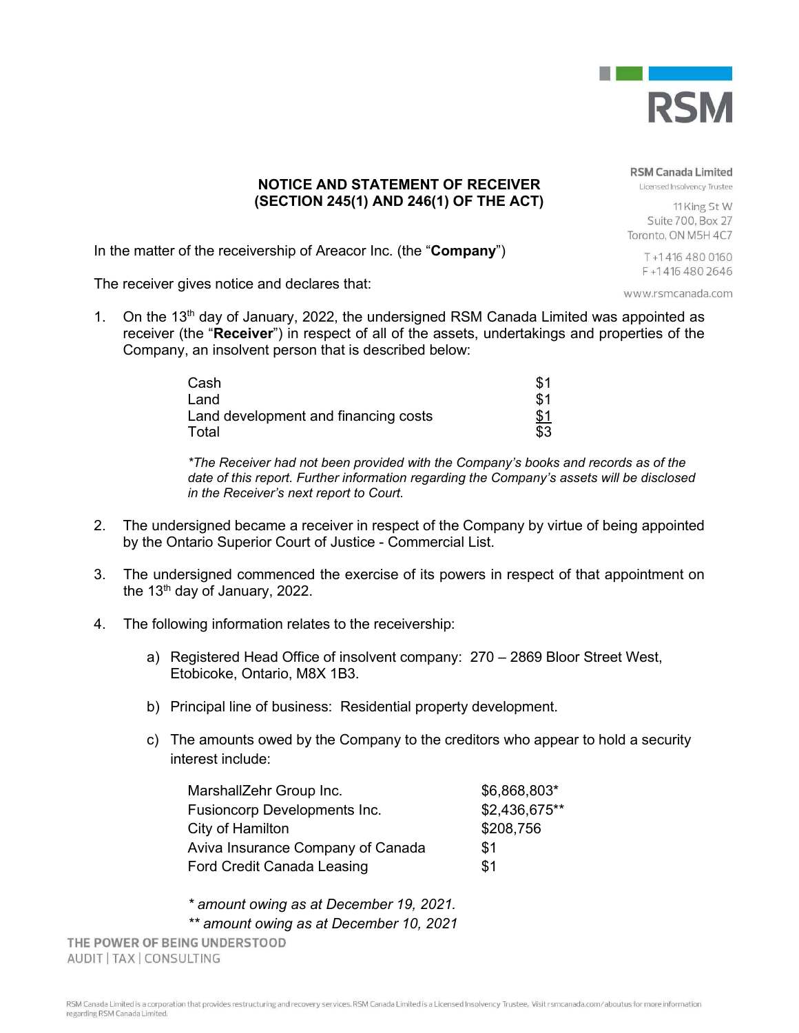RSM Canada Limited
Licensed Insolvency Trustee

11 King St W
Suite 700, Box 27
Toronto, ON M5H 4C7

T +1 416 480 0160
F +1 416 480 2646

www.rsmcanada.com

## NOTICE AND STATEMENT OF RECEIVER
## (SECTION 245(1) AND 246(1) OF THE ACT)

In the matter of the receivership of Areacor Inc. (the "**Company**")

The receiver gives notice and declares that:

1. On the 13th day of January, 2022, the undersigned RSM Canada Limited was appointed as receiver (the "**Receiver**") in respect of all of the assets, undertakings and properties of the Company, an insolvent person that is described below:

| | |
|---|---|
| Cash | $1 |
| Land | $1 |
| Land development and financing costs | $1 |
| Total | $3 |

*\*The Receiver had not been provided with the Company's books and records as of the date of this report. Further information regarding the Company's assets will be disclosed in the Receiver's next report to Court.*

2. The undersigned became a receiver in respect of the Company by virtue of being appointed by the Ontario Superior Court of Justice - Commercial List.

3. The undersigned commenced the exercise of its powers in respect of that appointment on the 13th day of January, 2022.

4. The following information relates to the receivership:

    a) Registered Head Office of insolvent company: 270 – 2869 Bloor Street West, Etobicoke, Ontario, M8X 1B3.

    b) Principal line of business: Residential property development.

    c) The amounts owed by the Company to the creditors who appear to hold a security interest include:

| | |
|---|---|
| MarshallZehr Group Inc. | $6,868,803* |
| Fusioncorp Developments Inc. | $2,436,675** |
| City of Hamilton | $208,756 |
| Aviva Insurance Company of Canada | $1 |
| Ford Credit Canada Leasing | $1 |

*\* amount owing as at December 19, 2021.*
*\*\* amount owing as at December 10, 2021*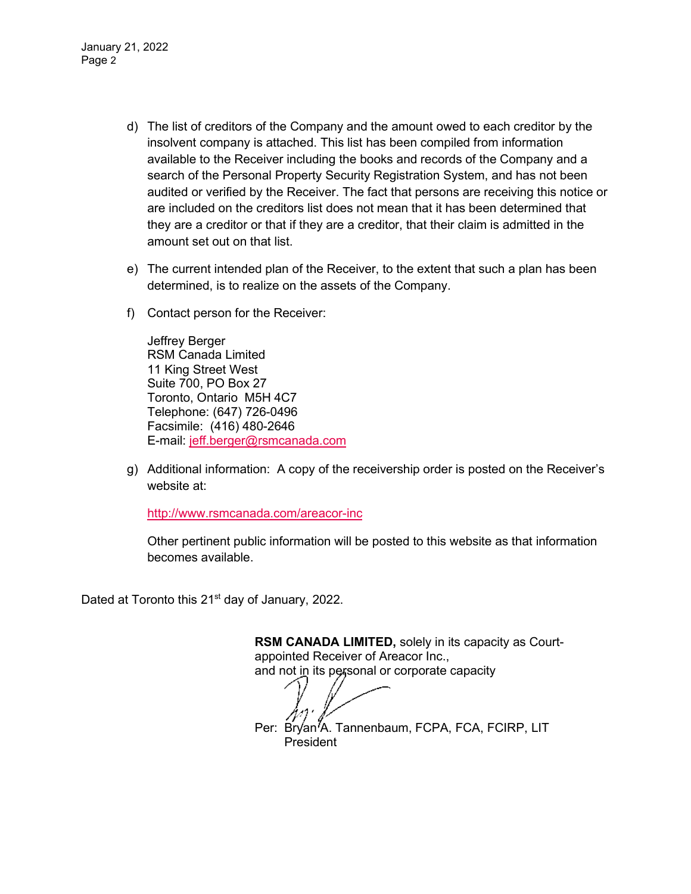d) The list of creditors of the Company and the amount owed to each creditor by the insolvent company is attached. This list has been compiled from information available to the Receiver including the books and records of the Company and a search of the Personal Property Security Registration System, and has not been audited or verified by the Receiver. The fact that persons are receiving this notice or are included on the creditors list does not mean that it has been determined that they are a creditor or that if they are a creditor, that their claim is admitted in the amount set out on that list.

e) The current intended plan of the Receiver, to the extent that such a plan has been determined, is to realize on the assets of the Company.

f) Contact person for the Receiver:

   Jeffrey Berger
   RSM Canada Limited
   11 King Street West
   Suite 700, PO Box 27
   Toronto, Ontario M5H 4C7
   Telephone: (647) 726-0496
   Facsimile: (416) 480-2646
   E-mail: jeff.berger@rsmcanada.com

g) Additional information: A copy of the receivership order is posted on the Receiver's website at:

   http://www.rsmcanada.com/areacor-inc

   Other pertinent public information will be posted to this website as that information becomes available.

Dated at Toronto this 21st day of January, 2022.

**RSM CANADA LIMITED,** solely in its capacity as Court-appointed Receiver of Areacor Inc.,
and not in its personal or corporate capacity

Per: Bryan A. Tannenbaum, FCPA, FCA, FCIRP, LIT
President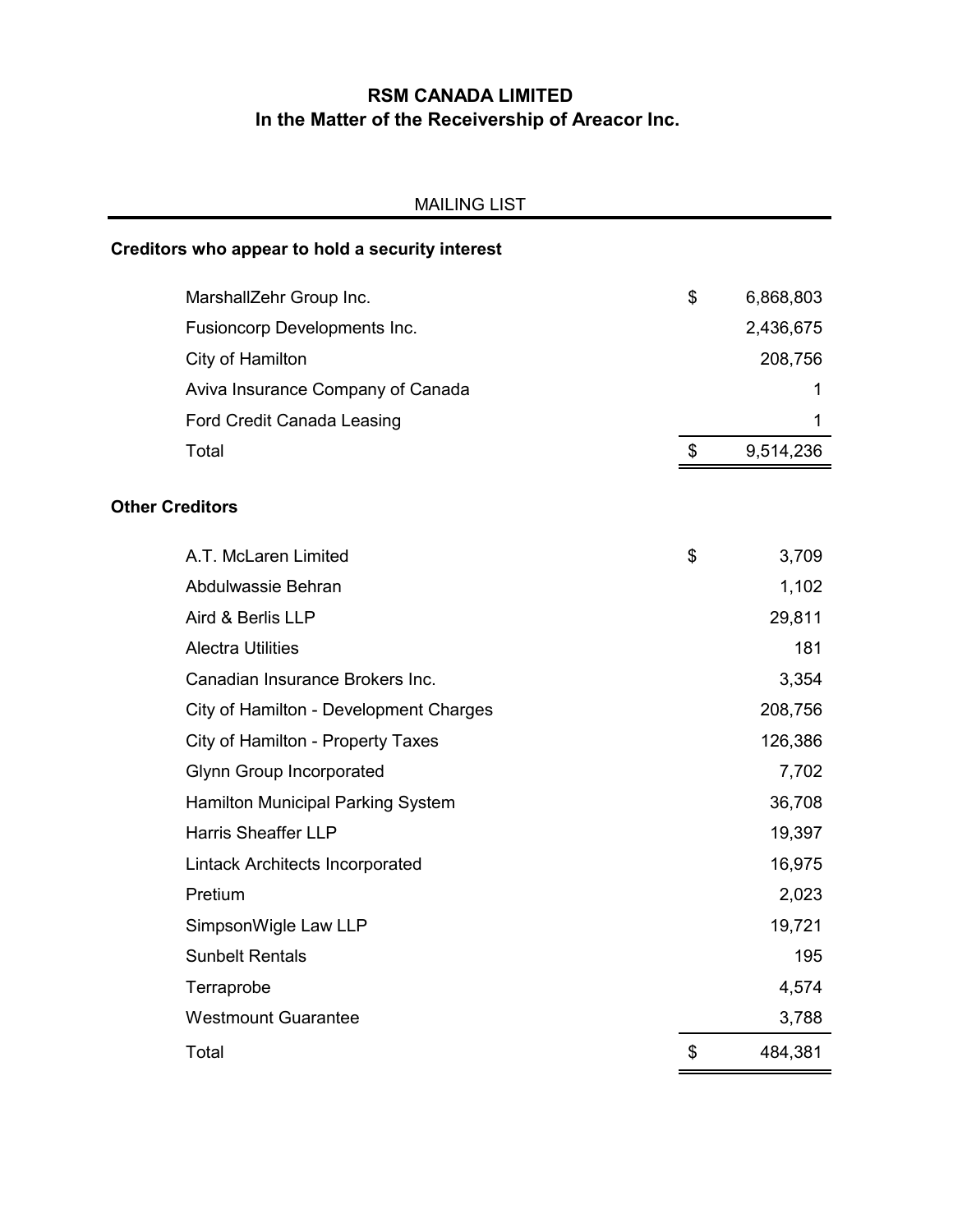# RSM CANADA LIMITED
## In the Matter of the Receivership of Areacor Inc.

MAILING LIST

**Creditors who appear to hold a security interest**

| Creditor | | Amount |
|---|---|---|
| MarshallZehr Group Inc. | $ | 6,868,803 |
| Fusioncorp Developments Inc. | | 2,436,675 |
| City of Hamilton | | 208,756 |
| Aviva Insurance Company of Canada | | 1 |
| Ford Credit Canada Leasing | | 1 |
| Total | $ | 9,514,236 |

**Other Creditors**

| Creditor | | Amount |
|---|---|---|
| A.T. McLaren Limited | $ | 3,709 |
| Abdulwassie Behran | | 1,102 |
| Aird & Berlis LLP | | 29,811 |
| Alectra Utilities | | 181 |
| Canadian Insurance Brokers Inc. | | 3,354 |
| City of Hamilton - Development Charges | | 208,756 |
| City of Hamilton - Property Taxes | | 126,386 |
| Glynn Group Incorporated | | 7,702 |
| Hamilton Municipal Parking System | | 36,708 |
| Harris Sheaffer LLP | | 19,397 |
| Lintack Architects Incorporated | | 16,975 |
| Pretium | | 2,023 |
| SimpsonWigle Law LLP | | 19,721 |
| Sunbelt Rentals | | 195 |
| Terraprobe | | 4,574 |
| Westmount Guarantee | | 3,788 |
| Total | $ | 484,381 |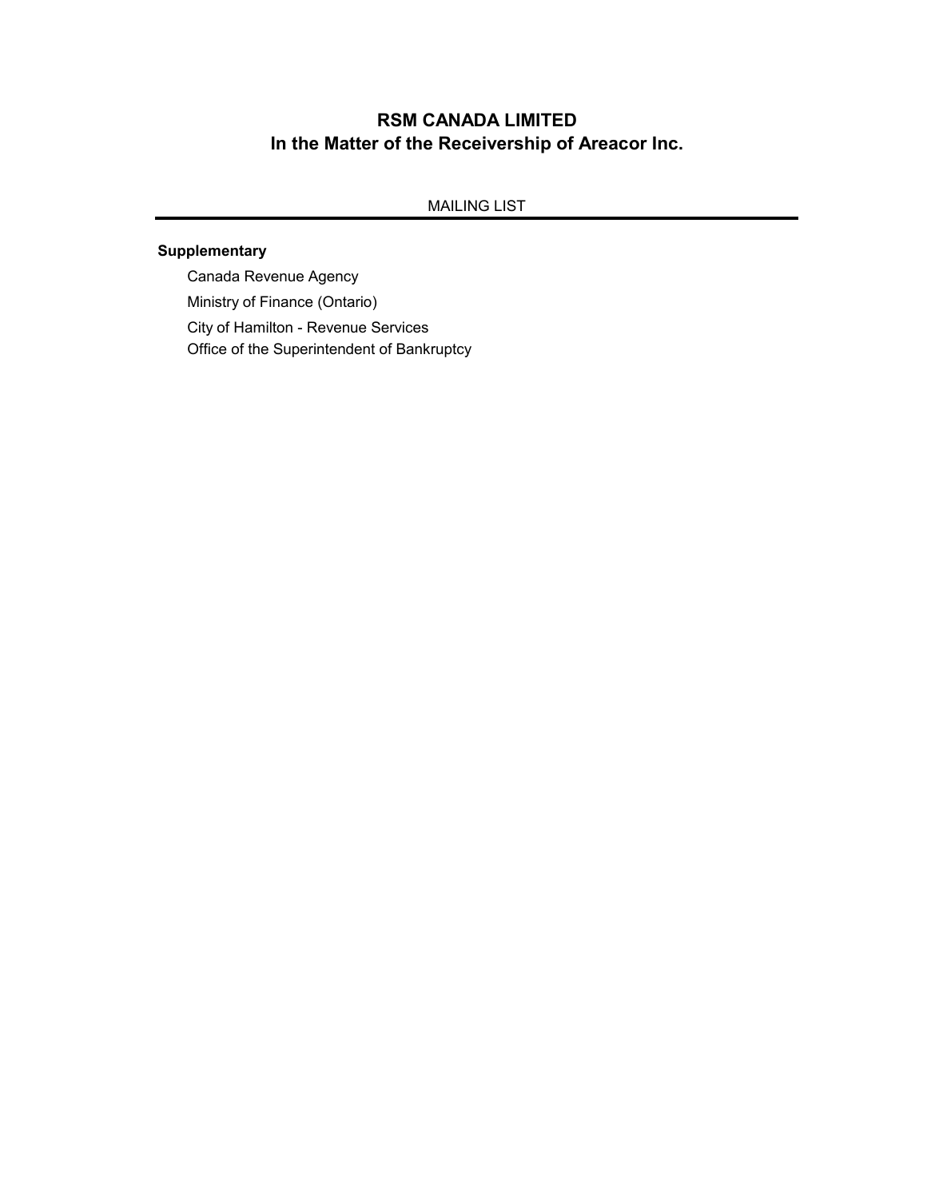## RSM CANADA LIMITED
## In the Matter of the Receivership of Areacor Inc.

MAILING LIST

---

**Supplementary**

- Canada Revenue Agency
- Ministry of Finance (Ontario)
- City of Hamilton - Revenue Services
- Office of the Superintendent of Bankruptcy